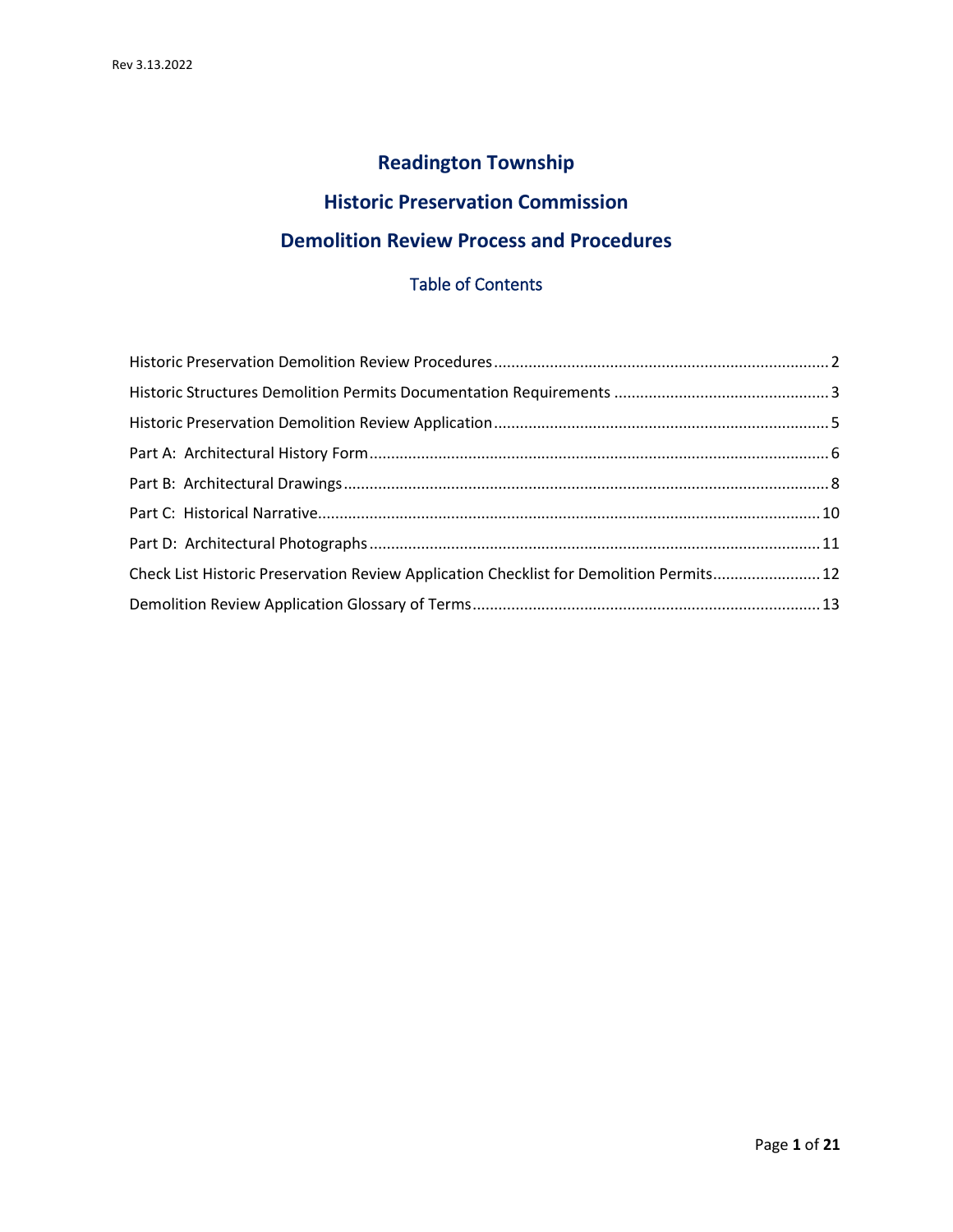# Readington Township

# Historic Preservation Commission

# Demolition Review Process and Procedures

## Table of Contents

Historic Preservation Demolition Review Procedures ..... 2

Historic Structures Demolition Permits Documentation Requirements ..... 3

Historic Preservation Demolition Review Application ..... 5

Part A: Architectural History Form ..... 6

Part B: Architectural Drawings ..... 8

Part C: Historical Narrative ..... 10

Part D: Architectural Photographs ..... 11

Check List Historic Preservation Review Application Checklist for Demolition Permits ..... 12

Demolition Review Application Glossary of Terms ..... 13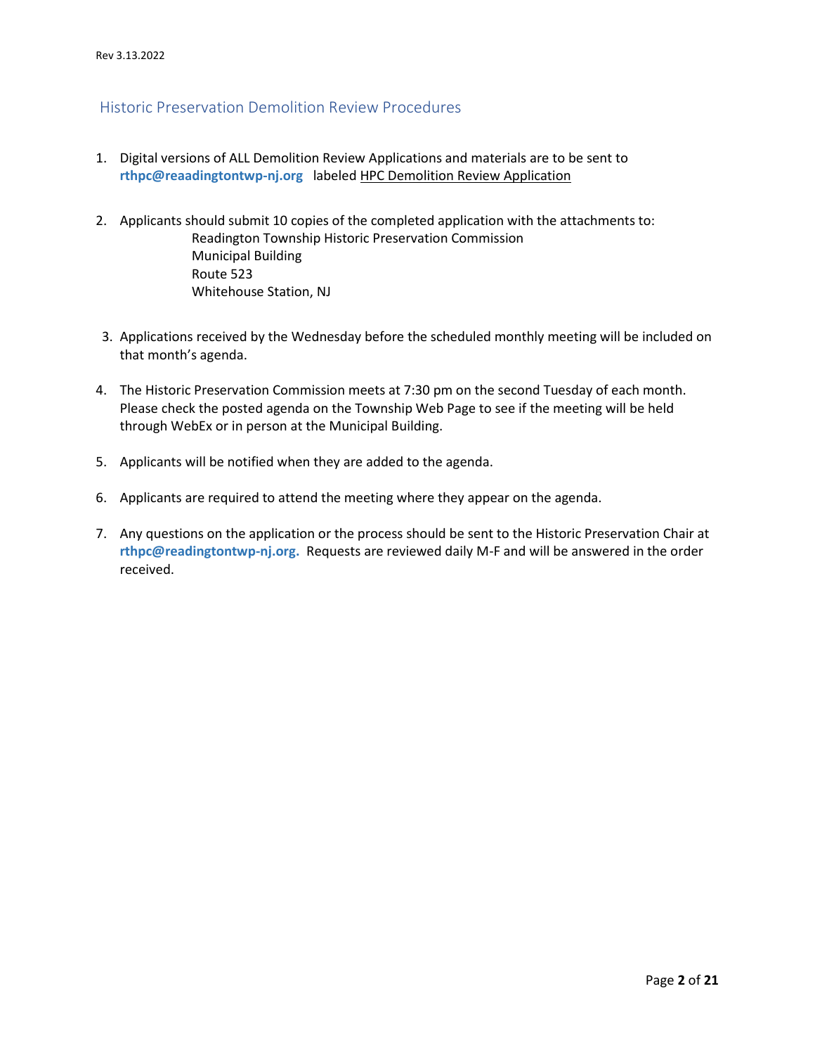## Historic Preservation Demolition Review Procedures

1. Digital versions of ALL Demolition Review Applications and materials are to be sent to **rthpc@reaadingtontwp-nj.org** labeled HPC Demolition Review Application

2. Applicants should submit 10 copies of the completed application with the attachments to:
   Readington Township Historic Preservation Commission
   Municipal Building
   Route 523
   Whitehouse Station, NJ

3. Applications received by the Wednesday before the scheduled monthly meeting will be included on that month's agenda.

4. The Historic Preservation Commission meets at 7:30 pm on the second Tuesday of each month. Please check the posted agenda on the Township Web Page to see if the meeting will be held through WebEx or in person at the Municipal Building.

5. Applicants will be notified when they are added to the agenda.

6. Applicants are required to attend the meeting where they appear on the agenda.

7. Any questions on the application or the process should be sent to the Historic Preservation Chair at **rthpc@readingtontwp-nj.org.** Requests are reviewed daily M-F and will be answered in the order received.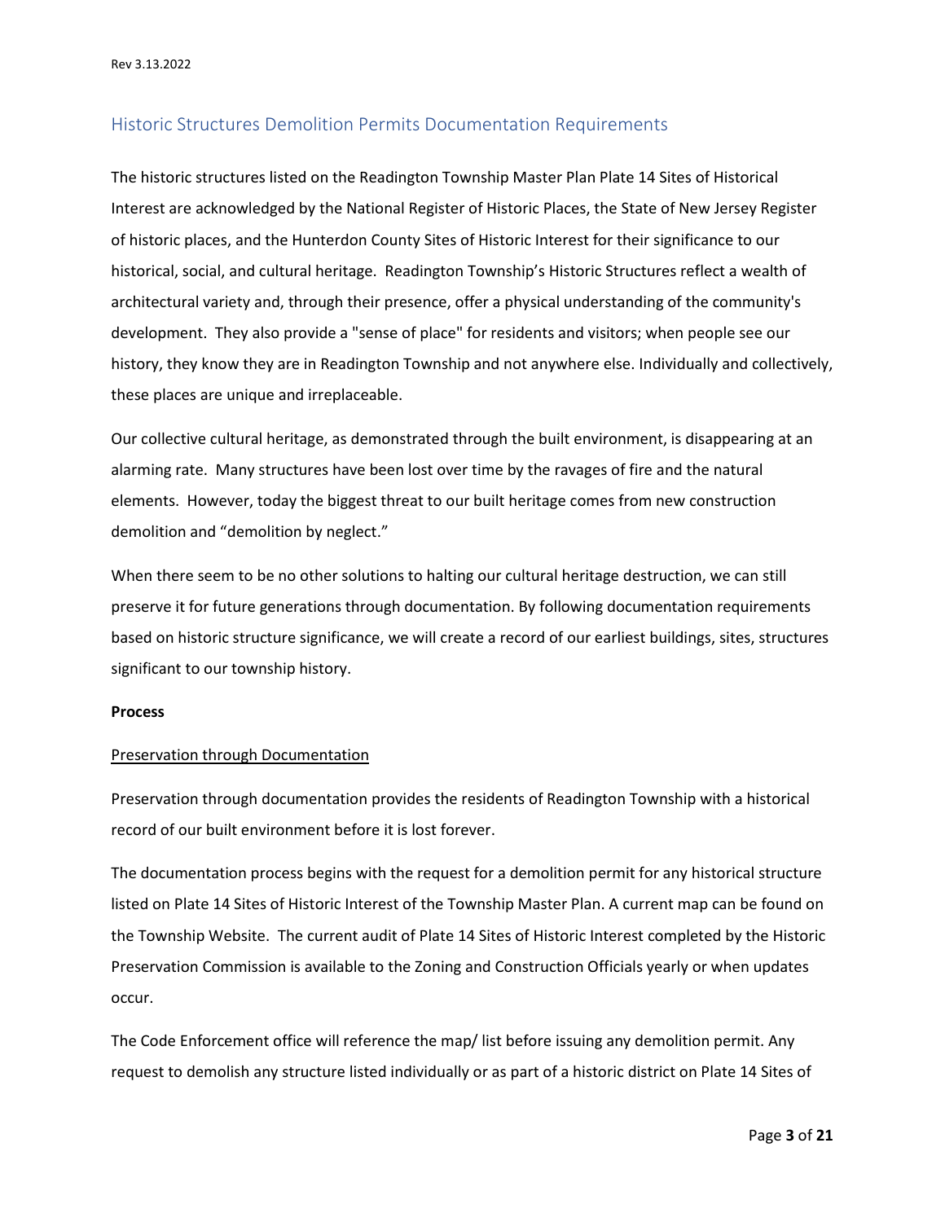## Historic Structures Demolition Permits Documentation Requirements

The historic structures listed on the Readington Township Master Plan Plate 14 Sites of Historical Interest are acknowledged by the National Register of Historic Places, the State of New Jersey Register of historic places, and the Hunterdon County Sites of Historic Interest for their significance to our historical, social, and cultural heritage. Readington Township's Historic Structures reflect a wealth of architectural variety and, through their presence, offer a physical understanding of the community's development. They also provide a "sense of place" for residents and visitors; when people see our history, they know they are in Readington Township and not anywhere else. Individually and collectively, these places are unique and irreplaceable.

Our collective cultural heritage, as demonstrated through the built environment, is disappearing at an alarming rate. Many structures have been lost over time by the ravages of fire and the natural elements. However, today the biggest threat to our built heritage comes from new construction demolition and "demolition by neglect."

When there seem to be no other solutions to halting our cultural heritage destruction, we can still preserve it for future generations through documentation. By following documentation requirements based on historic structure significance, we will create a record of our earliest buildings, sites, structures significant to our township history.

**Process**

<u>Preservation through Documentation</u>

Preservation through documentation provides the residents of Readington Township with a historical record of our built environment before it is lost forever.

The documentation process begins with the request for a demolition permit for any historical structure listed on Plate 14 Sites of Historic Interest of the Township Master Plan. A current map can be found on the Township Website. The current audit of Plate 14 Sites of Historic Interest completed by the Historic Preservation Commission is available to the Zoning and Construction Officials yearly or when updates occur.

The Code Enforcement office will reference the map/ list before issuing any demolition permit. Any request to demolish any structure listed individually or as part of a historic district on Plate 14 Sites of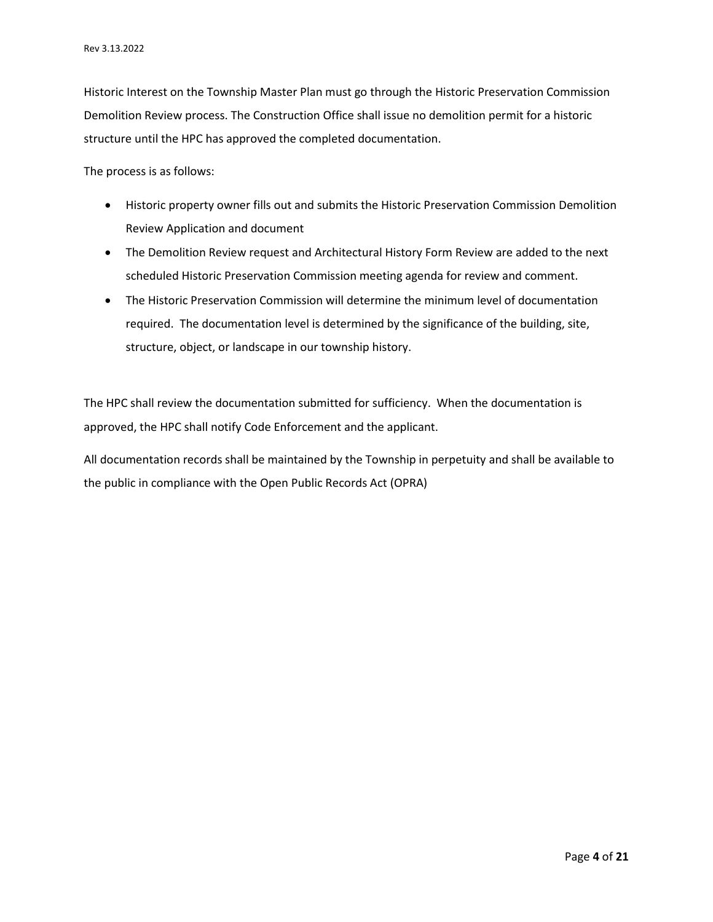Historic Interest on the Township Master Plan must go through the Historic Preservation Commission Demolition Review process. The Construction Office shall issue no demolition permit for a historic structure until the HPC has approved the completed documentation.

The process is as follows:

- Historic property owner fills out and submits the Historic Preservation Commission Demolition Review Application and document
- The Demolition Review request and Architectural History Form Review are added to the next scheduled Historic Preservation Commission meeting agenda for review and comment.
- The Historic Preservation Commission will determine the minimum level of documentation required. The documentation level is determined by the significance of the building, site, structure, object, or landscape in our township history.

The HPC shall review the documentation submitted for sufficiency. When the documentation is approved, the HPC shall notify Code Enforcement and the applicant.

All documentation records shall be maintained by the Township in perpetuity and shall be available to the public in compliance with the Open Public Records Act (OPRA)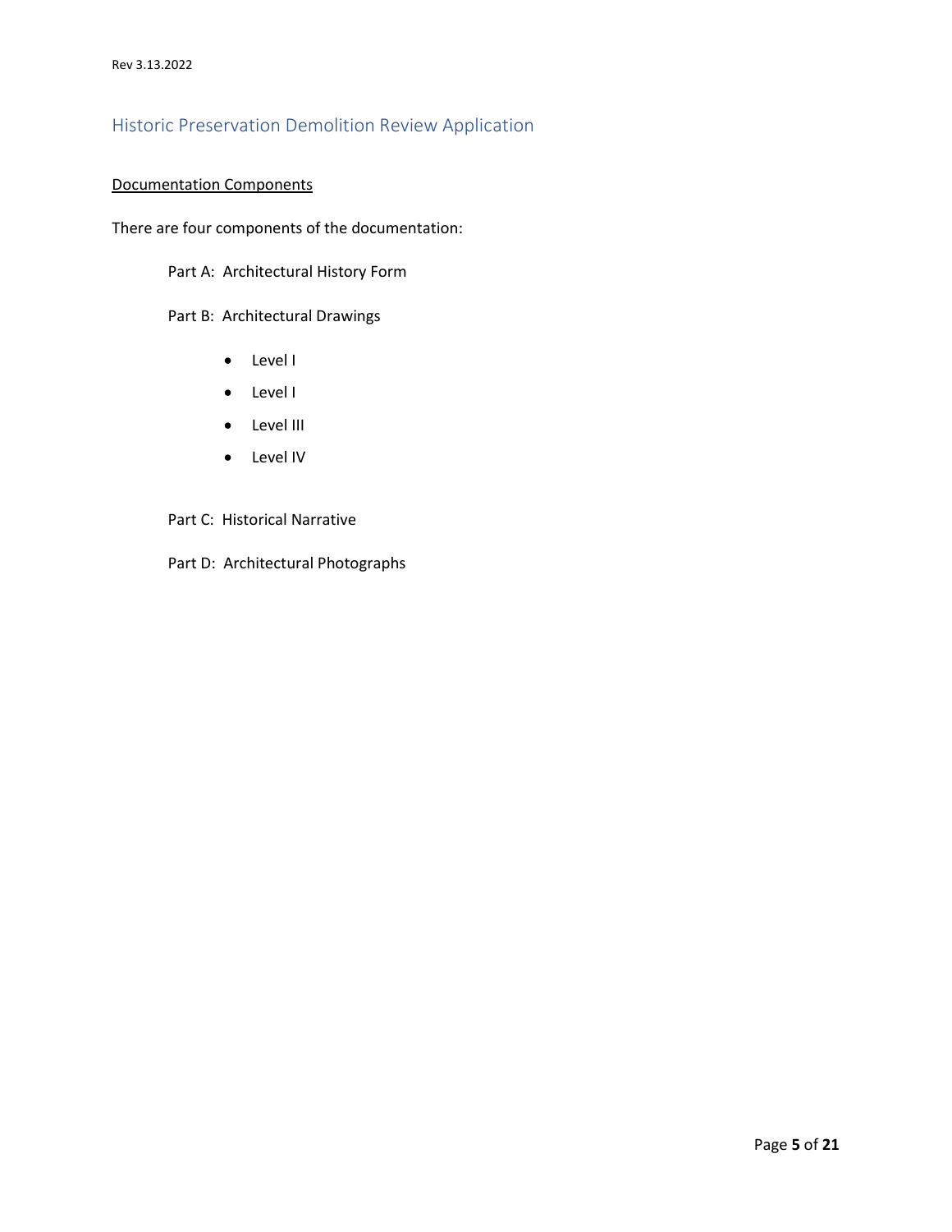## Historic Preservation Demolition Review Application

<u>Documentation Components</u>

There are four components of the documentation:

Part A: Architectural History Form

Part B: Architectural Drawings

- Level I
- Level I
- Level III
- Level IV

Part C: Historical Narrative

Part D: Architectural Photographs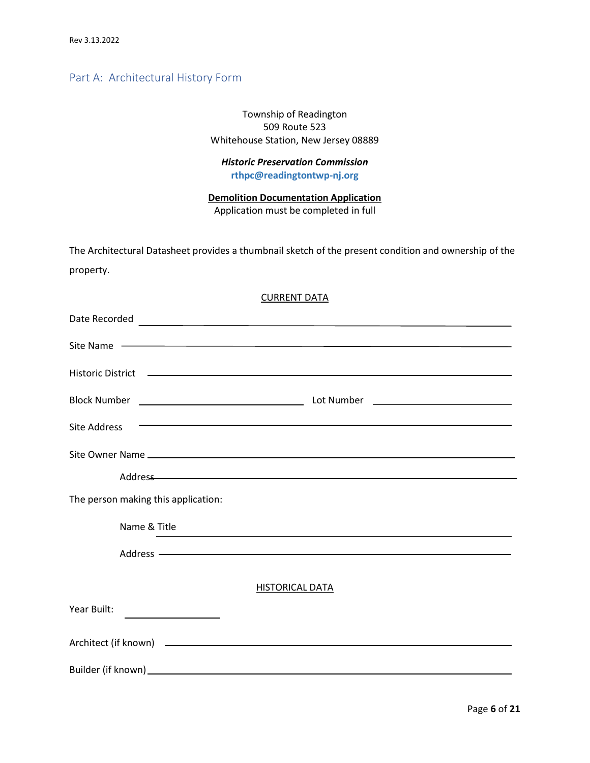## Part A: Architectural History Form

Township of Readington
509 Route 523
Whitehouse Station, New Jersey 08889

***Historic Preservation Commission***
**rthpc@readingtontwp-nj.org**

**Demolition Documentation Application**
Application must be completed in full

The Architectural Datasheet provides a thumbnail sketch of the present condition and ownership of the property.

CURRENT DATA

Date Recorded \_\_\_\_\_\_\_\_\_\_\_\_\_\_\_\_\_\_\_\_\_\_\_\_\_\_\_\_\_\_\_\_\_\_\_\_\_\_\_\_\_\_\_\_

Site Name \_\_\_\_\_\_\_\_\_\_\_\_\_\_\_\_\_\_\_\_\_\_\_\_\_\_\_\_\_\_\_\_\_\_\_\_\_\_\_\_\_\_\_\_

Historic District \_\_\_\_\_\_\_\_\_\_\_\_\_\_\_\_\_\_\_\_\_\_\_\_\_\_\_\_\_\_\_\_\_\_\_\_\_\_\_\_\_\_\_\_

Block Number \_\_\_\_\_\_\_\_\_\_\_\_\_\_\_\_\_\_\_\_ Lot Number \_\_\_\_\_\_\_\_\_\_\_\_\_\_\_\_\_\_\_\_

Site Address \_\_\_\_\_\_\_\_\_\_\_\_\_\_\_\_\_\_\_\_\_\_\_\_\_\_\_\_\_\_\_\_\_\_\_\_\_\_\_\_\_\_\_\_

Site Owner Name \_\_\_\_\_\_\_\_\_\_\_\_\_\_\_\_\_\_\_\_\_\_\_\_\_\_\_\_\_\_\_\_\_\_\_\_\_\_\_\_\_\_\_\_

Address \_\_\_\_\_\_\_\_\_\_\_\_\_\_\_\_\_\_\_\_\_\_\_\_\_\_\_\_\_\_\_\_\_\_\_\_\_\_\_\_\_\_\_\_

The person making this application:

Name & Title \_\_\_\_\_\_\_\_\_\_\_\_\_\_\_\_\_\_\_\_\_\_\_\_\_\_\_\_\_\_\_\_\_\_\_\_\_\_\_\_\_\_\_\_

Address \_\_\_\_\_\_\_\_\_\_\_\_\_\_\_\_\_\_\_\_\_\_\_\_\_\_\_\_\_\_\_\_\_\_\_\_\_\_\_\_\_\_\_\_

HISTORICAL DATA

Year Built: \_\_\_\_\_\_\_\_\_\_\_\_\_\_\_\_\_\_\_\_

Architect (if known) \_\_\_\_\_\_\_\_\_\_\_\_\_\_\_\_\_\_\_\_\_\_\_\_\_\_\_\_\_\_\_\_\_\_\_\_\_\_\_\_\_\_\_\_

Builder (if known) \_\_\_\_\_\_\_\_\_\_\_\_\_\_\_\_\_\_\_\_\_\_\_\_\_\_\_\_\_\_\_\_\_\_\_\_\_\_\_\_\_\_\_\_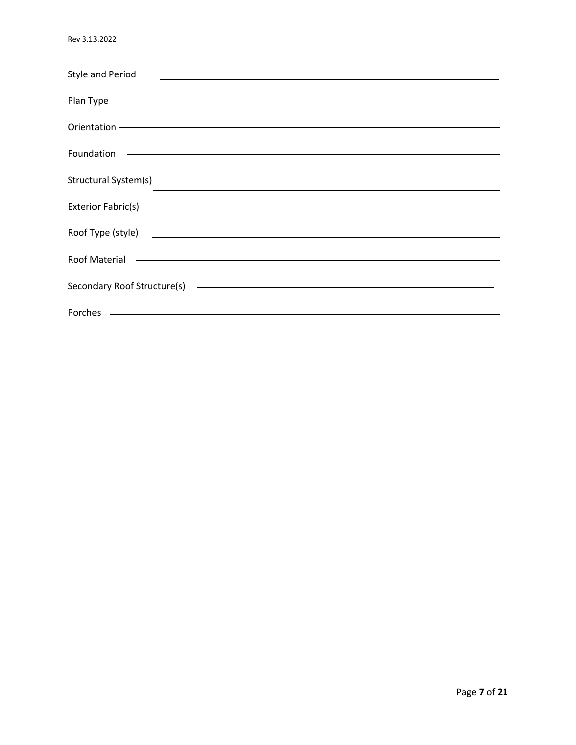Style and Period ______________________________

Plan Type ______________________________

Orientation ______________________________

Foundation ______________________________

Structural System(s) ______________________________

Exterior Fabric(s) ______________________________

Roof Type (style) ______________________________

Roof Material ______________________________

Secondary Roof Structure(s) ______________________________

Porches ______________________________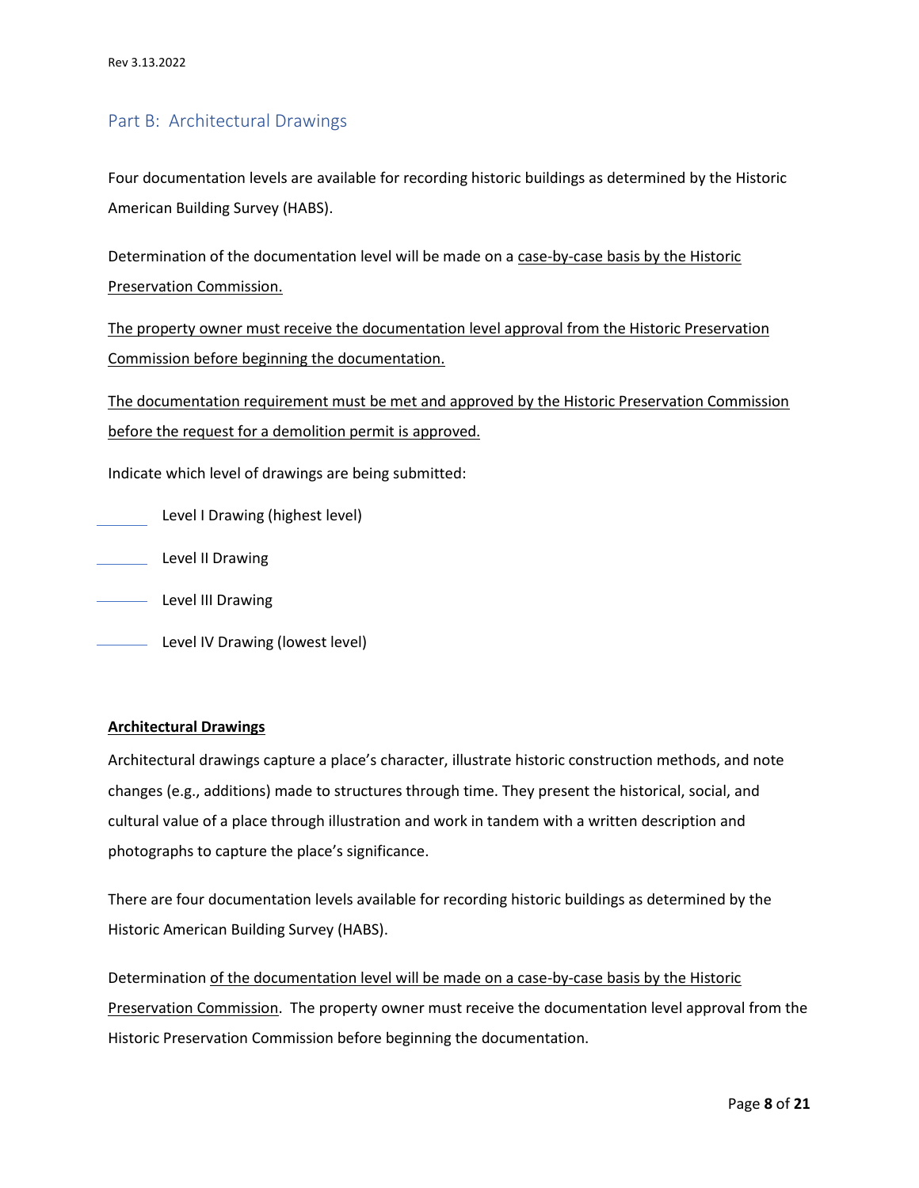## Part B: Architectural Drawings

Four documentation levels are available for recording historic buildings as determined by the Historic American Building Survey (HABS).

Determination of the documentation level will be made on a <u>case-by-case basis by the Historic Preservation Commission.</u>

<u>The property owner must receive the documentation level approval from the Historic Preservation Commission before beginning the documentation.</u>

<u>The documentation requirement must be met and approved by the Historic Preservation Commission before the request for a demolition permit is approved.</u>

Indicate which level of drawings are being submitted:

_______ Level I Drawing (highest level)

_______ Level II Drawing

_______ Level III Drawing

_______ Level IV Drawing (lowest level)

**<u>Architectural Drawings</u>**

Architectural drawings capture a place's character, illustrate historic construction methods, and note changes (e.g., additions) made to structures through time. They present the historical, social, and cultural value of a place through illustration and work in tandem with a written description and photographs to capture the place's significance.

There are four documentation levels available for recording historic buildings as determined by the Historic American Building Survey (HABS).

Determination <u>of the documentation level will be made on a case-by-case basis by the Historic Preservation Commission</u>. The property owner must receive the documentation level approval from the Historic Preservation Commission before beginning the documentation.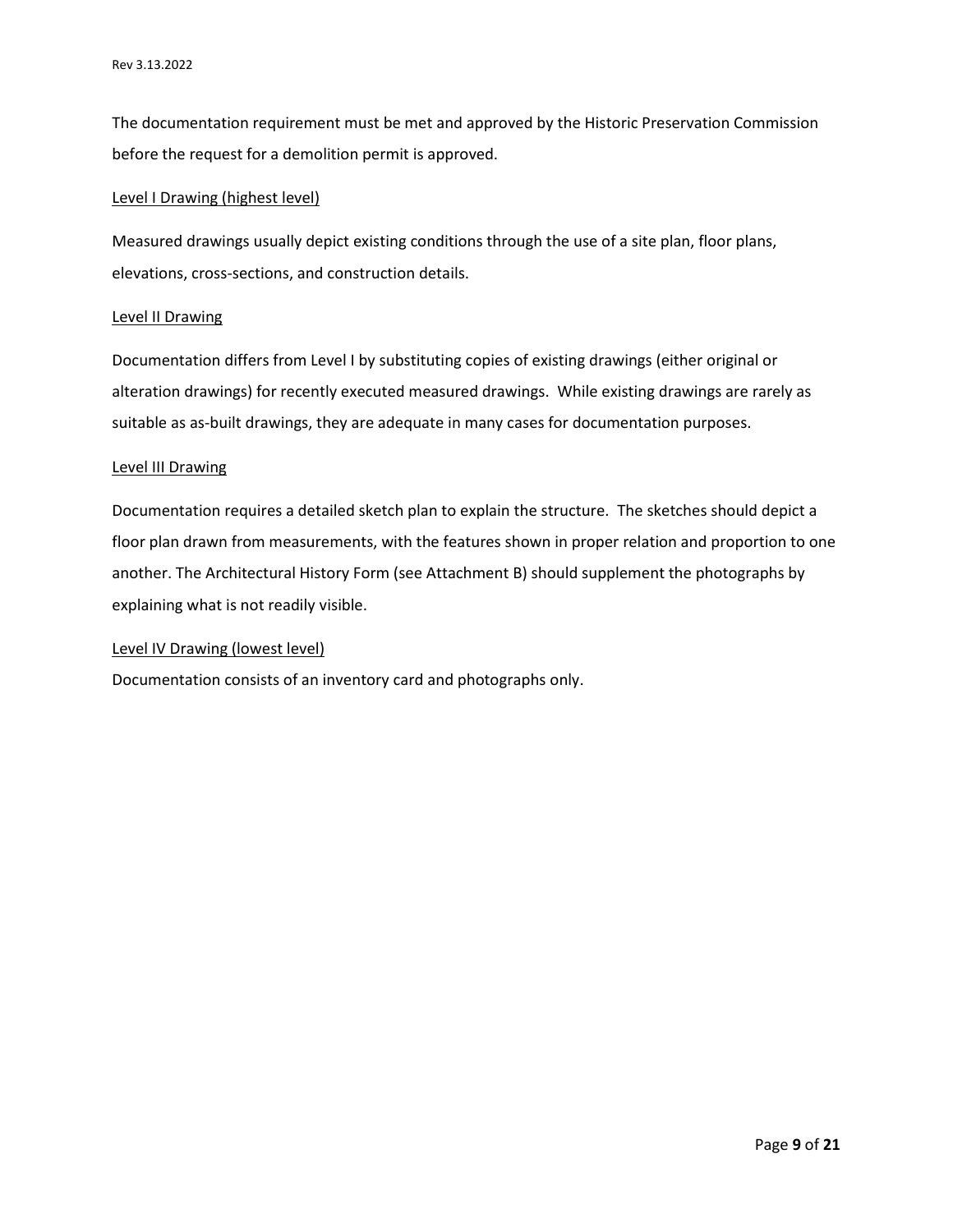The documentation requirement must be met and approved by the Historic Preservation Commission before the request for a demolition permit is approved.

<u>Level I Drawing (highest level)</u>

Measured drawings usually depict existing conditions through the use of a site plan, floor plans, elevations, cross-sections, and construction details.

<u>Level II Drawing</u>

Documentation differs from Level I by substituting copies of existing drawings (either original or alteration drawings) for recently executed measured drawings. While existing drawings are rarely as suitable as as-built drawings, they are adequate in many cases for documentation purposes.

<u>Level III Drawing</u>

Documentation requires a detailed sketch plan to explain the structure. The sketches should depict a floor plan drawn from measurements, with the features shown in proper relation and proportion to one another. The Architectural History Form (see Attachment B) should supplement the photographs by explaining what is not readily visible.

<u>Level IV Drawing (lowest level)</u>

Documentation consists of an inventory card and photographs only.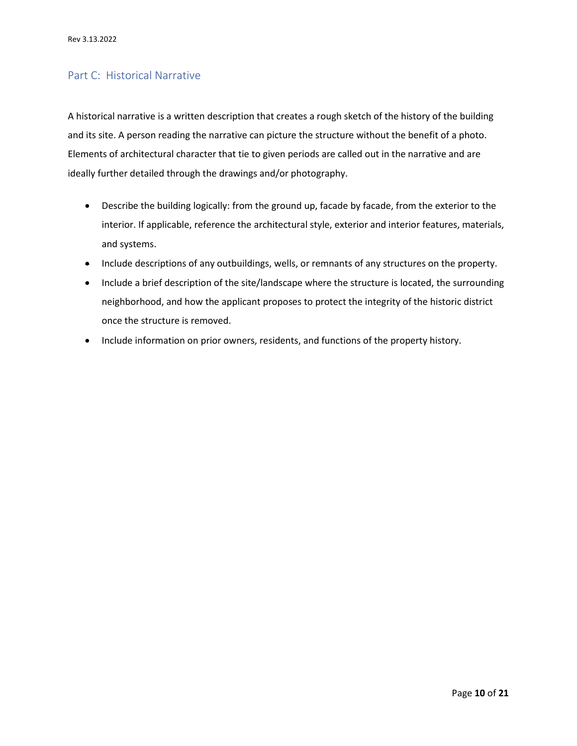## Part C: Historical Narrative

A historical narrative is a written description that creates a rough sketch of the history of the building and its site. A person reading the narrative can picture the structure without the benefit of a photo. Elements of architectural character that tie to given periods are called out in the narrative and are ideally further detailed through the drawings and/or photography.

- Describe the building logically: from the ground up, facade by facade, from the exterior to the interior. If applicable, reference the architectural style, exterior and interior features, materials, and systems.
- Include descriptions of any outbuildings, wells, or remnants of any structures on the property.
- Include a brief description of the site/landscape where the structure is located, the surrounding neighborhood, and how the applicant proposes to protect the integrity of the historic district once the structure is removed.
- Include information on prior owners, residents, and functions of the property history.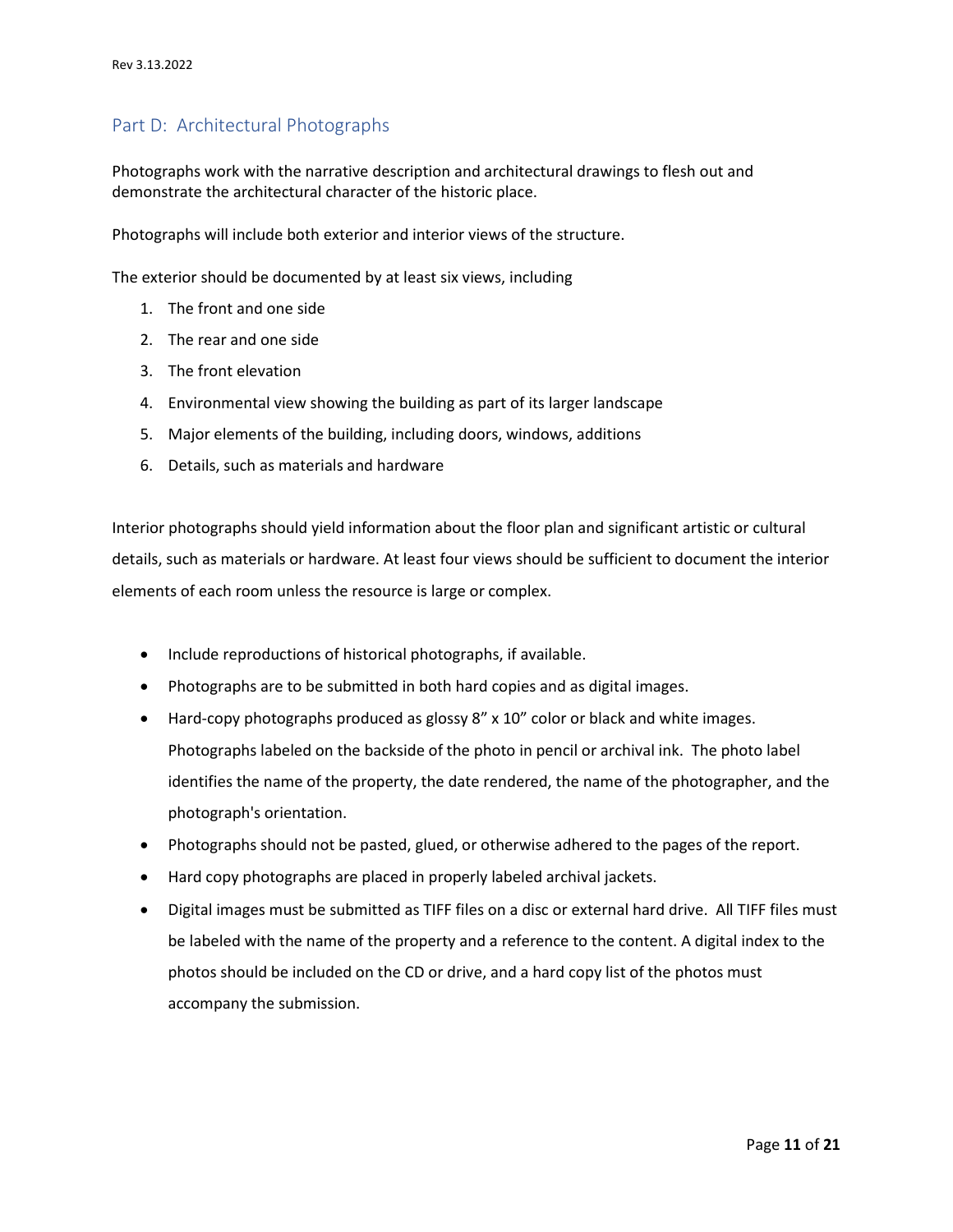## Part D: Architectural Photographs

Photographs work with the narrative description and architectural drawings to flesh out and demonstrate the architectural character of the historic place.

Photographs will include both exterior and interior views of the structure.

The exterior should be documented by at least six views, including

1. The front and one side
2. The rear and one side
3. The front elevation
4. Environmental view showing the building as part of its larger landscape
5. Major elements of the building, including doors, windows, additions
6. Details, such as materials and hardware

Interior photographs should yield information about the floor plan and significant artistic or cultural details, such as materials or hardware. At least four views should be sufficient to document the interior elements of each room unless the resource is large or complex.

- Include reproductions of historical photographs, if available.
- Photographs are to be submitted in both hard copies and as digital images.
- Hard-copy photographs produced as glossy 8" x 10" color or black and white images. Photographs labeled on the backside of the photo in pencil or archival ink. The photo label identifies the name of the property, the date rendered, the name of the photographer, and the photograph's orientation.
- Photographs should not be pasted, glued, or otherwise adhered to the pages of the report.
- Hard copy photographs are placed in properly labeled archival jackets.
- Digital images must be submitted as TIFF files on a disc or external hard drive. All TIFF files must be labeled with the name of the property and a reference to the content. A digital index to the photos should be included on the CD or drive, and a hard copy list of the photos must accompany the submission.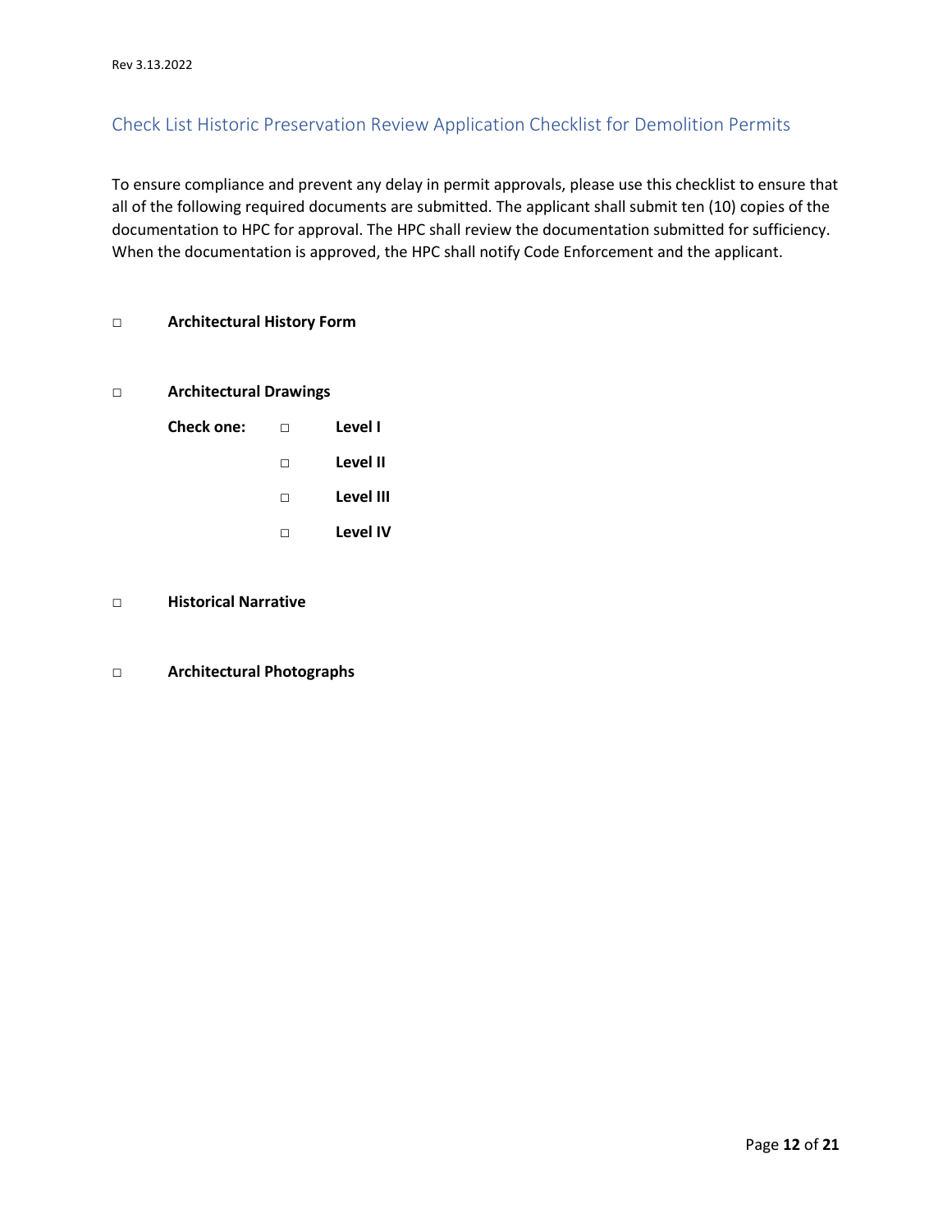## Check List Historic Preservation Review Application Checklist for Demolition Permits

To ensure compliance and prevent any delay in permit approvals, please use this checklist to ensure that all of the following required documents are submitted. The applicant shall submit ten (10) copies of the documentation to HPC for approval. The HPC shall review the documentation submitted for sufficiency. When the documentation is approved, the HPC shall notify Code Enforcement and the applicant.

□ **Architectural History Form**

□ **Architectural Drawings**

**Check one:**
- □ **Level I**
- □ **Level II**
- □ **Level III**
- □ **Level IV**

□ **Historical Narrative**

□ **Architectural Photographs**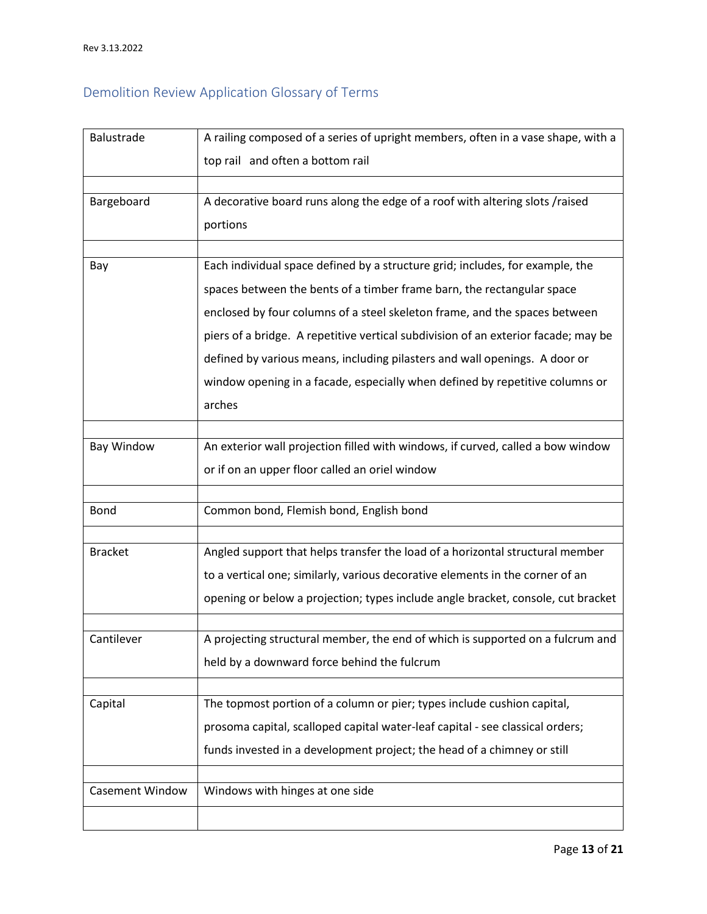## Demolition Review Application Glossary of Terms

| | |
|---|---|
| Balustrade | A railing composed of a series of upright members, often in a vase shape, with a top rail and often a bottom rail |
| | |
| Bargeboard | A decorative board runs along the edge of a roof with altering slots /raised portions |
| | |
| Bay | Each individual space defined by a structure grid; includes, for example, the spaces between the bents of a timber frame barn, the rectangular space enclosed by four columns of a steel skeleton frame, and the spaces between piers of a bridge. A repetitive vertical subdivision of an exterior facade; may be defined by various means, including pilasters and wall openings. A door or window opening in a facade, especially when defined by repetitive columns or arches |
| | |
| Bay Window | An exterior wall projection filled with windows, if curved, called a bow window or if on an upper floor called an oriel window |
| | |
| Bond | Common bond, Flemish bond, English bond |
| | |
| Bracket | Angled support that helps transfer the load of a horizontal structural member to a vertical one; similarly, various decorative elements in the corner of an opening or below a projection; types include angle bracket, console, cut bracket |
| | |
| Cantilever | A projecting structural member, the end of which is supported on a fulcrum and held by a downward force behind the fulcrum |
| | |
| Capital | The topmost portion of a column or pier; types include cushion capital, prosoma capital, scalloped capital water-leaf capital - see classical orders; funds invested in a development project; the head of a chimney or still |
| | |
| Casement Window | Windows with hinges at one side |
| | |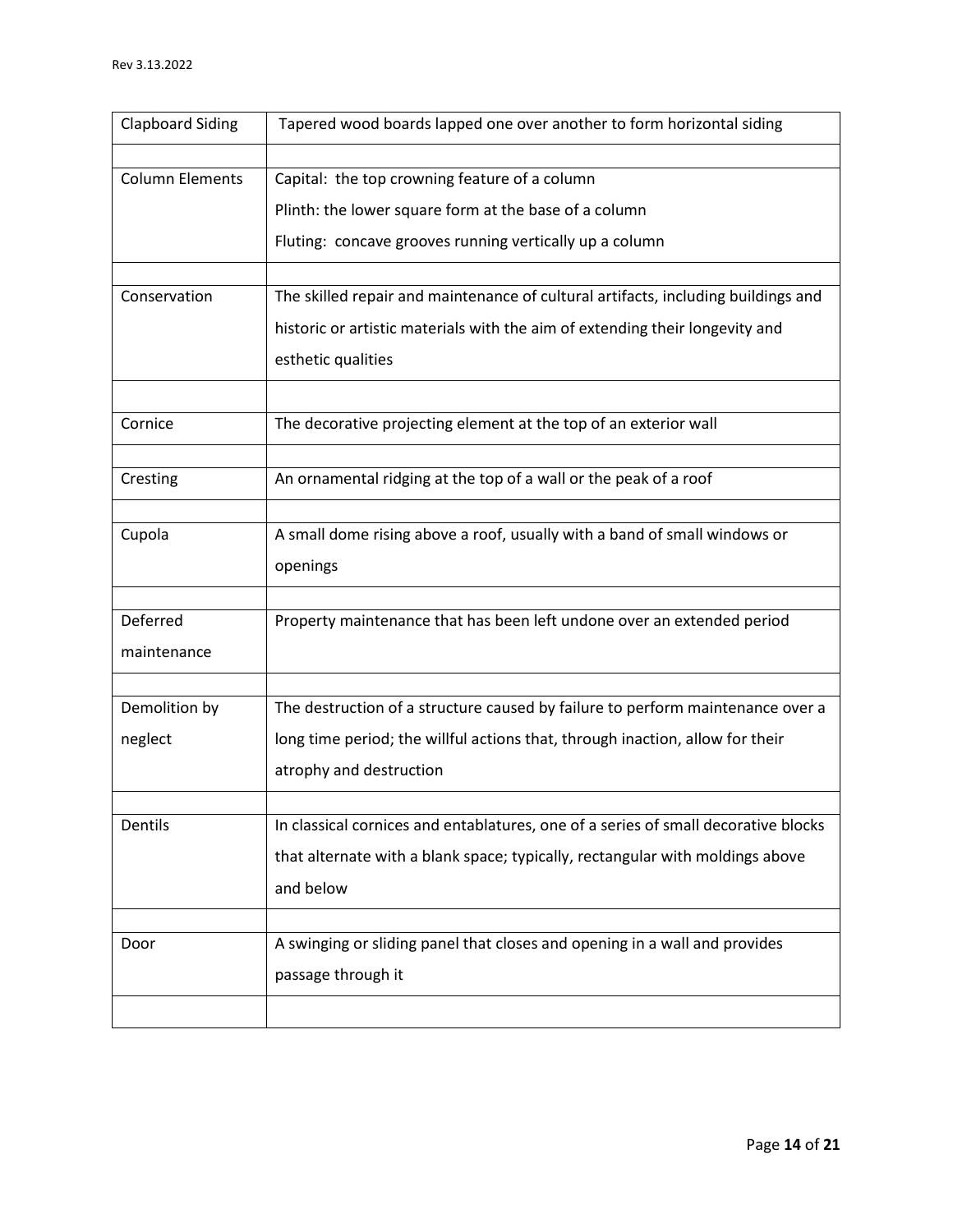| Clapboard Siding | Tapered wood boards lapped one over another to form horizontal siding |
|---|---|
| | |
| Column Elements | Capital: the top crowning feature of a column<br>Plinth: the lower square form at the base of a column<br>Fluting: concave grooves running vertically up a column |
| | |
| Conservation | The skilled repair and maintenance of cultural artifacts, including buildings and historic or artistic materials with the aim of extending their longevity and esthetic qualities |
| | |
| Cornice | The decorative projecting element at the top of an exterior wall |
| | |
| Cresting | An ornamental ridging at the top of a wall or the peak of a roof |
| | |
| Cupola | A small dome rising above a roof, usually with a band of small windows or openings |
| | |
| Deferred maintenance | Property maintenance that has been left undone over an extended period |
| | |
| Demolition by neglect | The destruction of a structure caused by failure to perform maintenance over a long time period; the willful actions that, through inaction, allow for their atrophy and destruction |
| | |
| Dentils | In classical cornices and entablatures, one of a series of small decorative blocks that alternate with a blank space; typically, rectangular with moldings above and below |
| | |
| Door | A swinging or sliding panel that closes and opening in a wall and provides passage through it |
| | |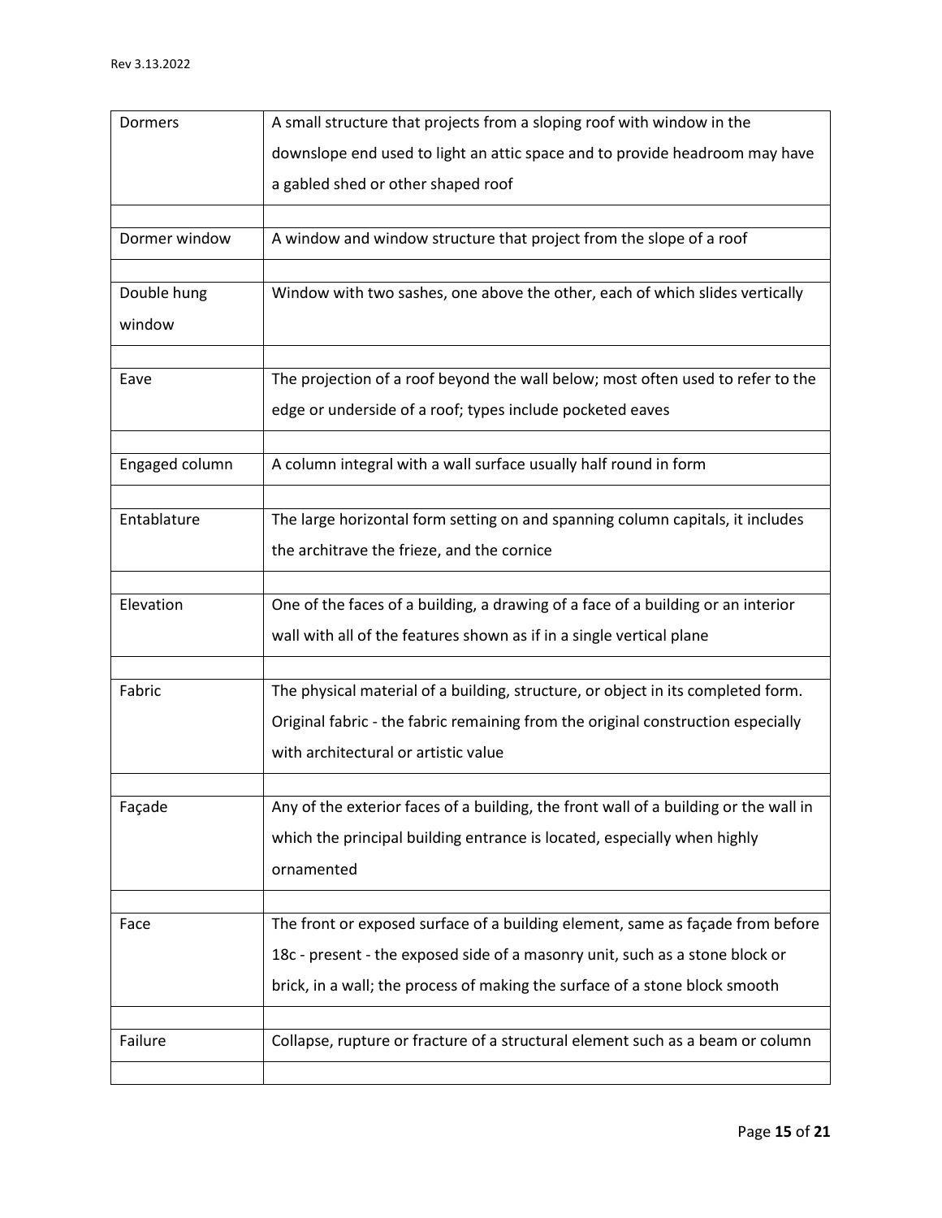| Dormers | A small structure that projects from a sloping roof with window in the downslope end used to light an attic space and to provide headroom may have a gabled shed or other shaped roof |
|---|---|
| | |
| Dormer window | A window and window structure that project from the slope of a roof |
| | |
| Double hung window | Window with two sashes, one above the other, each of which slides vertically |
| | |
| Eave | The projection of a roof beyond the wall below; most often used to refer to the edge or underside of a roof; types include pocketed eaves |
| | |
| Engaged column | A column integral with a wall surface usually half round in form |
| | |
| Entablature | The large horizontal form setting on and spanning column capitals, it includes the architrave the frieze, and the cornice |
| | |
| Elevation | One of the faces of a building, a drawing of a face of a building or an interior wall with all of the features shown as if in a single vertical plane |
| | |
| Fabric | The physical material of a building, structure, or object in its completed form. Original fabric - the fabric remaining from the original construction especially with architectural or artistic value |
| | |
| Façade | Any of the exterior faces of a building, the front wall of a building or the wall in which the principal building entrance is located, especially when highly ornamented |
| | |
| Face | The front or exposed surface of a building element, same as façade from before 18c - present - the exposed side of a masonry unit, such as a stone block or brick, in a wall; the process of making the surface of a stone block smooth |
| | |
| Failure | Collapse, rupture or fracture of a structural element such as a beam or column |
| | |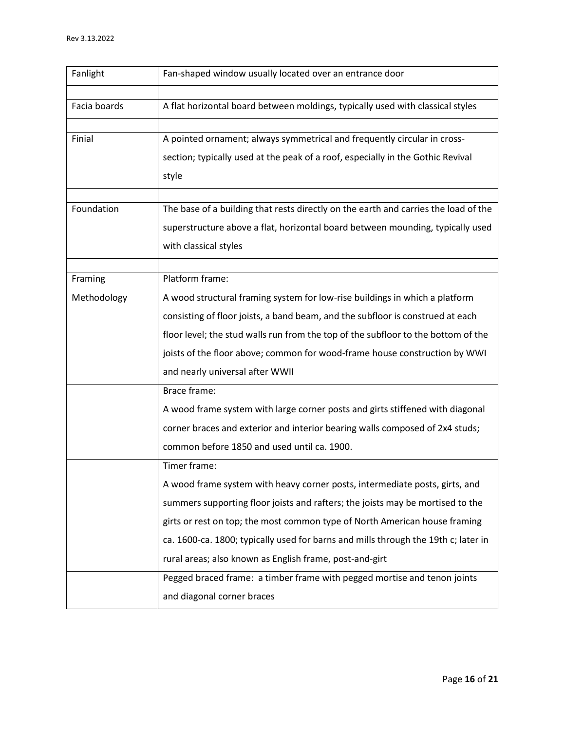| | |
|---|---|
| Fanlight | Fan-shaped window usually located over an entrance door |
| | |
| Facia boards | A flat horizontal board between moldings, typically used with classical styles |
| | |
| Finial | A pointed ornament; always symmetrical and frequently circular in cross-section; typically used at the peak of a roof, especially in the Gothic Revival style |
| | |
| Foundation | The base of a building that rests directly on the earth and carries the load of the superstructure above a flat, horizontal board between mounding, typically used with classical styles |
| | |
| Framing Methodology | Platform frame:<br>A wood structural framing system for low-rise buildings in which a platform consisting of floor joists, a band beam, and the subfloor is construed at each floor level; the stud walls run from the top of the subfloor to the bottom of the joists of the floor above; common for wood-frame house construction by WWI and nearly universal after WWII |
| | Brace frame:<br>A wood frame system with large corner posts and girts stiffened with diagonal corner braces and exterior and interior bearing walls composed of 2x4 studs; common before 1850 and used until ca. 1900. |
| | Timer frame:<br>A wood frame system with heavy corner posts, intermediate posts, girts, and summers supporting floor joists and rafters; the joists may be mortised to the girts or rest on top; the most common type of North American house framing ca. 1600-ca. 1800; typically used for barns and mills through the 19th c; later in rural areas; also known as English frame, post-and-girt |
| | Pegged braced frame: a timber frame with pegged mortise and tenon joints and diagonal corner braces |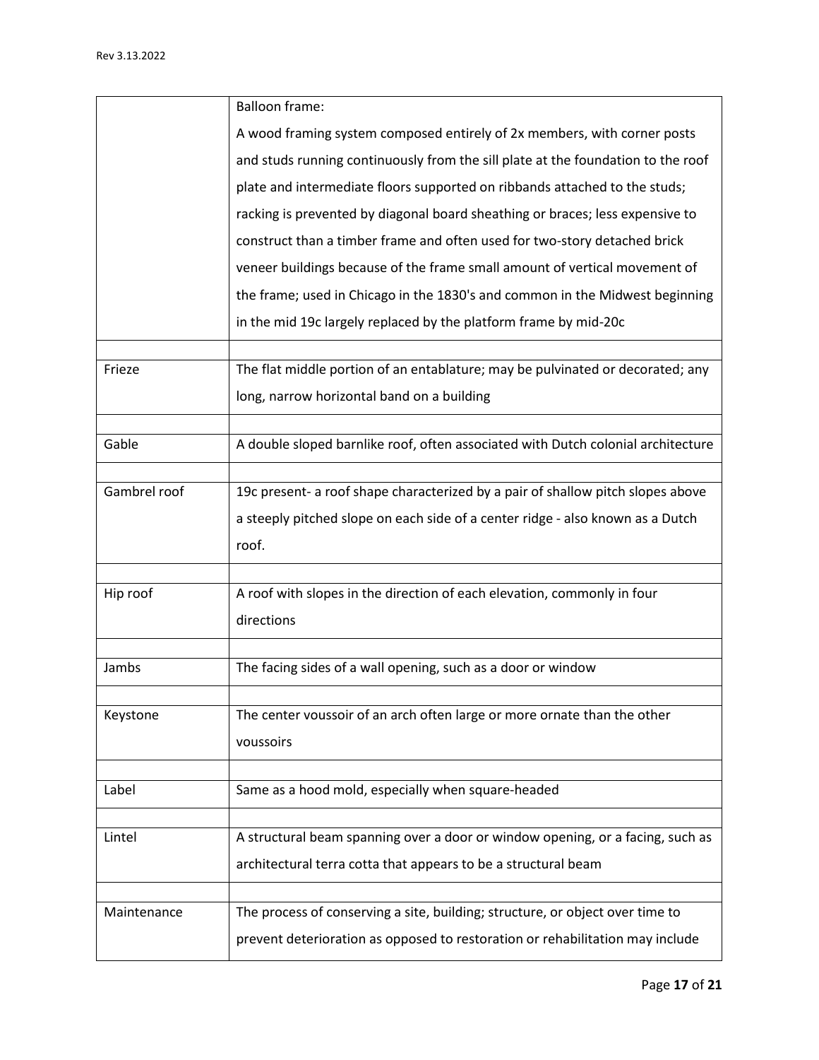| | |
|---|---|
| | Balloon frame:<br>A wood framing system composed entirely of 2x members, with corner posts and studs running continuously from the sill plate at the foundation to the roof plate and intermediate floors supported on ribbands attached to the studs; racking is prevented by diagonal board sheathing or braces; less expensive to construct than a timber frame and often used for two-story detached brick veneer buildings because of the frame small amount of vertical movement of the frame; used in Chicago in the 1830's and common in the Midwest beginning in the mid 19c largely replaced by the platform frame by mid-20c |
| | |
| Frieze | The flat middle portion of an entablature; may be pulvinated or decorated; any long, narrow horizontal band on a building |
| | |
| Gable | A double sloped barnlike roof, often associated with Dutch colonial architecture |
| | |
| Gambrel roof | 19c present- a roof shape characterized by a pair of shallow pitch slopes above a steeply pitched slope on each side of a center ridge - also known as a Dutch roof. |
| | |
| Hip roof | A roof with slopes in the direction of each elevation, commonly in four directions |
| | |
| Jambs | The facing sides of a wall opening, such as a door or window |
| | |
| Keystone | The center voussoir of an arch often large or more ornate than the other voussoirs |
| | |
| Label | Same as a hood mold, especially when square-headed |
| | |
| Lintel | A structural beam spanning over a door or window opening, or a facing, such as architectural terra cotta that appears to be a structural beam |
| | |
| Maintenance | The process of conserving a site, building; structure, or object over time to prevent deterioration as opposed to restoration or rehabilitation may include |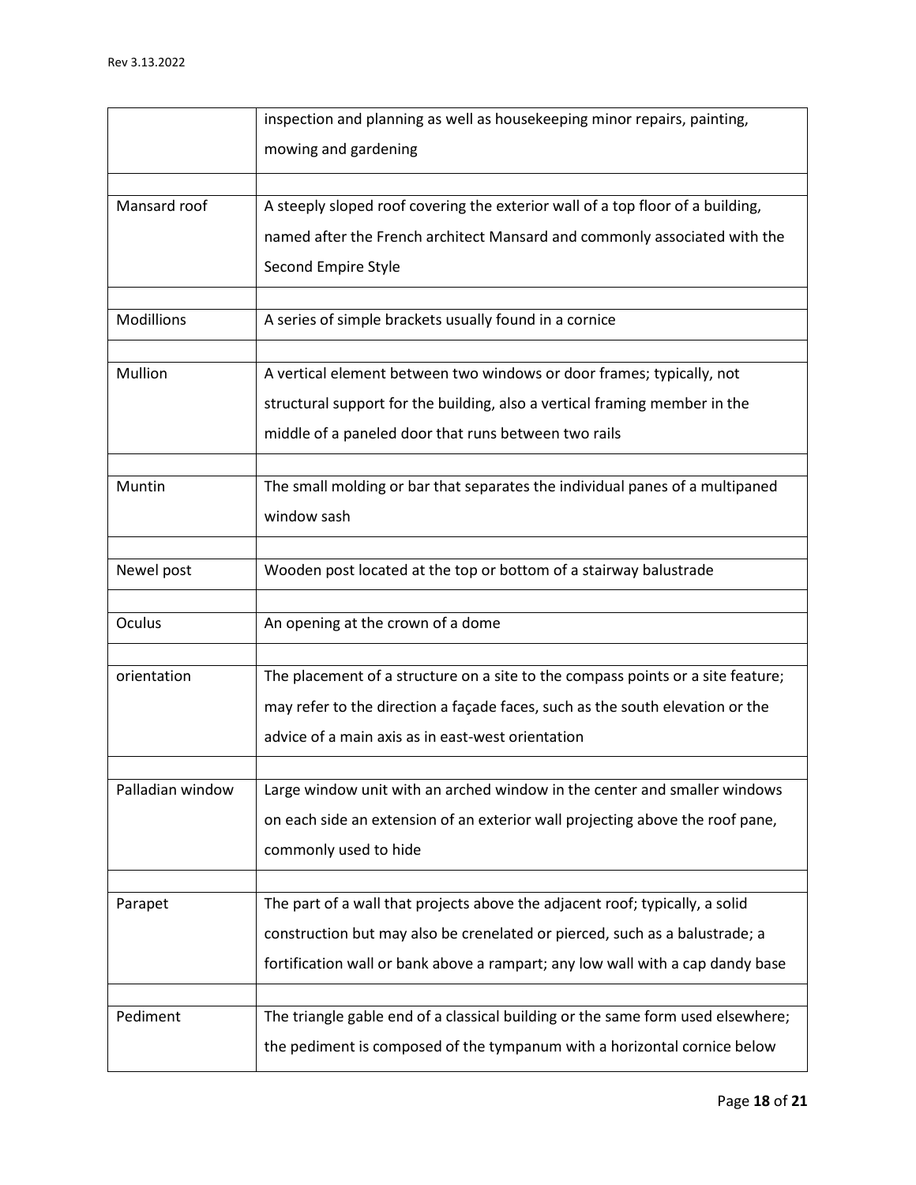| | |
|---|---|
| | inspection and planning as well as housekeeping minor repairs, painting, mowing and gardening |
| | |
| Mansard roof | A steeply sloped roof covering the exterior wall of a top floor of a building, named after the French architect Mansard and commonly associated with the Second Empire Style |
| | |
| Modillions | A series of simple brackets usually found in a cornice |
| | |
| Mullion | A vertical element between two windows or door frames; typically, not structural support for the building, also a vertical framing member in the middle of a paneled door that runs between two rails |
| | |
| Muntin | The small molding or bar that separates the individual panes of a multipaned window sash |
| | |
| Newel post | Wooden post located at the top or bottom of a stairway balustrade |
| | |
| Oculus | An opening at the crown of a dome |
| | |
| orientation | The placement of a structure on a site to the compass points or a site feature; may refer to the direction a façade faces, such as the south elevation or the advice of a main axis as in east-west orientation |
| | |
| Palladian window | Large window unit with an arched window in the center and smaller windows on each side an extension of an exterior wall projecting above the roof pane, commonly used to hide |
| | |
| Parapet | The part of a wall that projects above the adjacent roof; typically, a solid construction but may also be crenelated or pierced, such as a balustrade; a fortification wall or bank above a rampart; any low wall with a cap dandy base |
| | |
| Pediment | The triangle gable end of a classical building or the same form used elsewhere; the pediment is composed of the tympanum with a horizontal cornice below |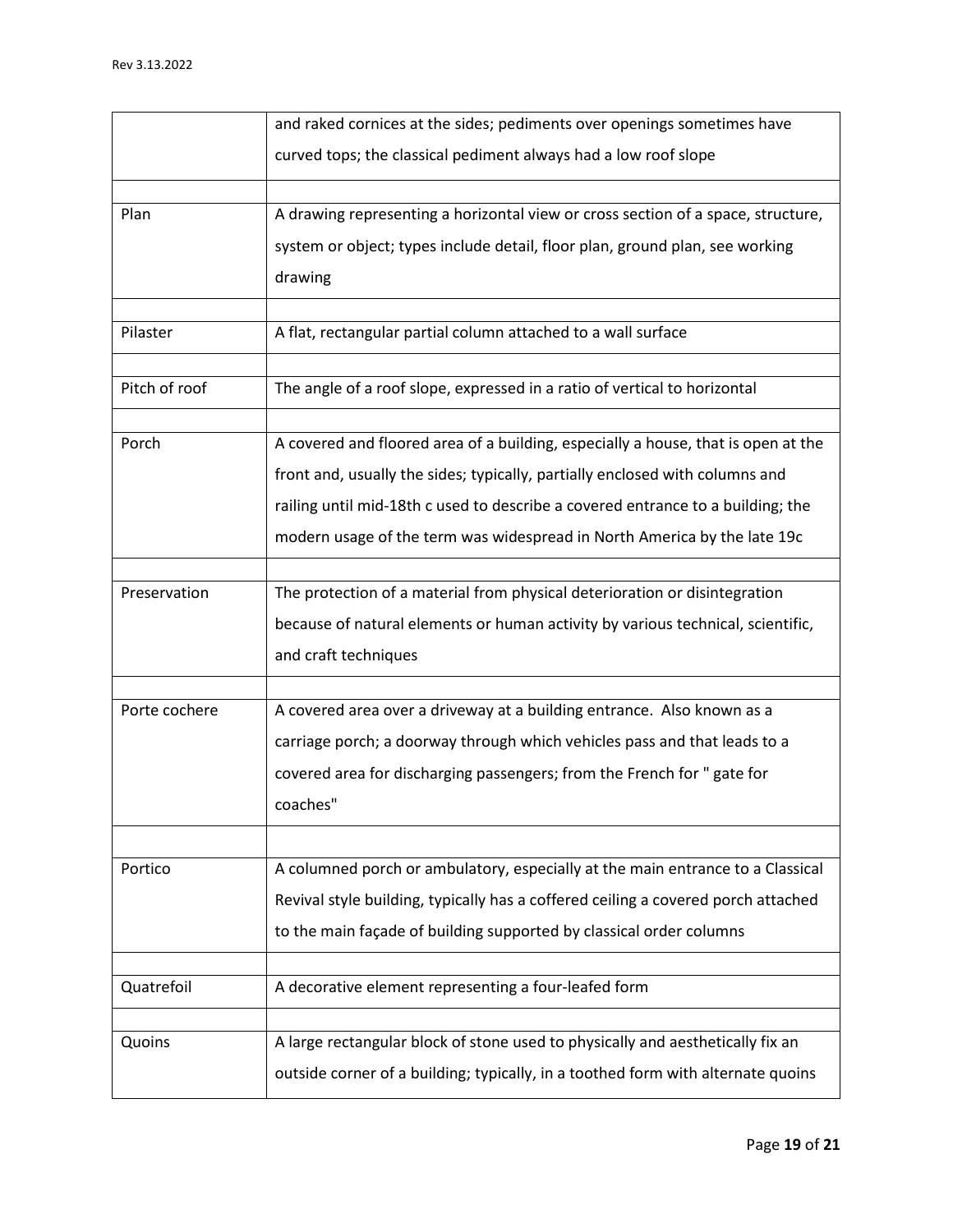| | |
|---|---|
| | and raked cornices at the sides; pediments over openings sometimes have curved tops; the classical pediment always had a low roof slope |
| | |
| Plan | A drawing representing a horizontal view or cross section of a space, structure, system or object; types include detail, floor plan, ground plan, see working drawing |
| | |
| Pilaster | A flat, rectangular partial column attached to a wall surface |
| | |
| Pitch of roof | The angle of a roof slope, expressed in a ratio of vertical to horizontal |
| | |
| Porch | A covered and floored area of a building, especially a house, that is open at the front and, usually the sides; typically, partially enclosed with columns and railing until mid-18th c used to describe a covered entrance to a building; the modern usage of the term was widespread in North America by the late 19c |
| | |
| Preservation | The protection of a material from physical deterioration or disintegration because of natural elements or human activity by various technical, scientific, and craft techniques |
| | |
| Porte cochere | A covered area over a driveway at a building entrance. Also known as a carriage porch; a doorway through which vehicles pass and that leads to a covered area for discharging passengers; from the French for " gate for coaches" |
| | |
| Portico | A columned porch or ambulatory, especially at the main entrance to a Classical Revival style building, typically has a coffered ceiling a covered porch attached to the main façade of building supported by classical order columns |
| | |
| Quatrefoil | A decorative element representing a four-leafed form |
| | |
| Quoins | A large rectangular block of stone used to physically and aesthetically fix an outside corner of a building; typically, in a toothed form with alternate quoins |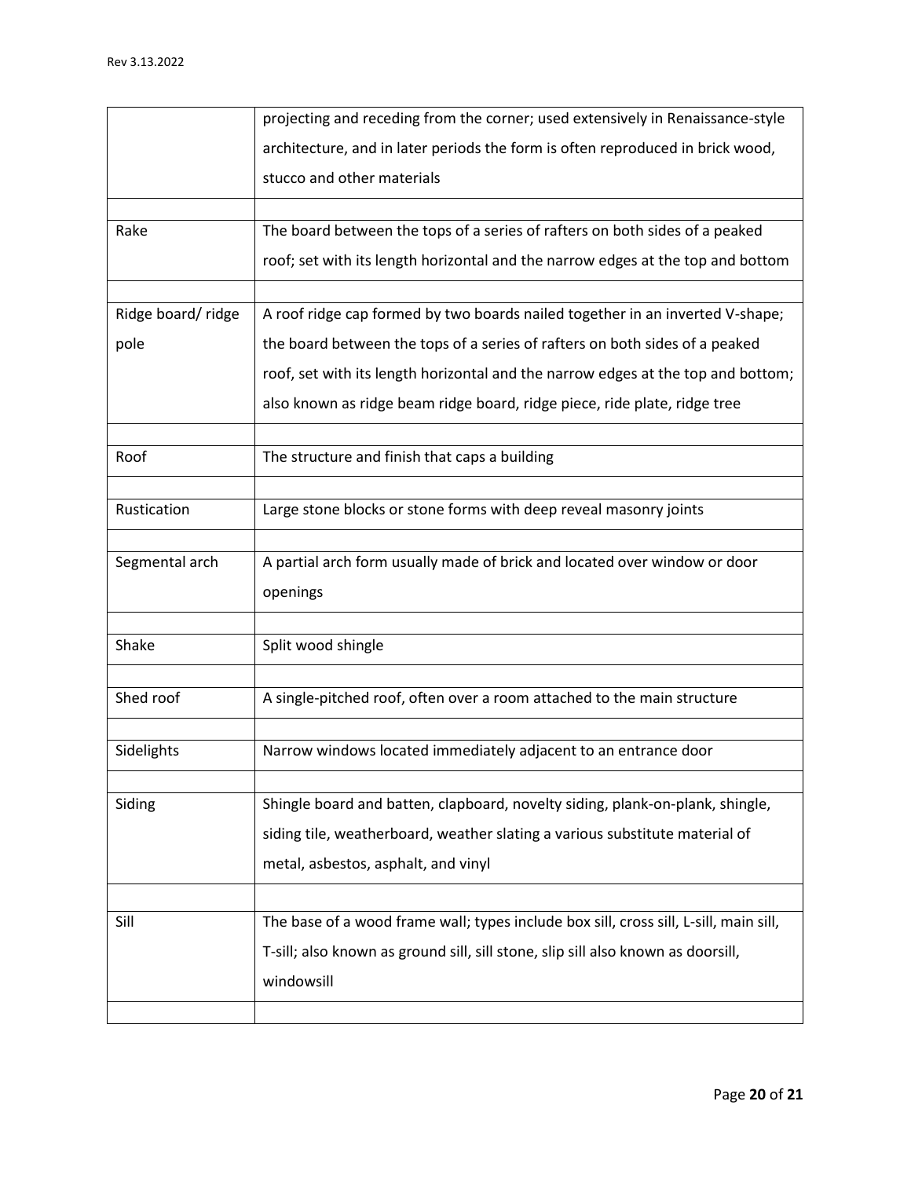| | |
|---|---|
| | projecting and receding from the corner; used extensively in Renaissance-style architecture, and in later periods the form is often reproduced in brick wood, stucco and other materials |
| | |
| Rake | The board between the tops of a series of rafters on both sides of a peaked roof; set with its length horizontal and the narrow edges at the top and bottom |
| | |
| Ridge board/ ridge pole | A roof ridge cap formed by two boards nailed together in an inverted V-shape; the board between the tops of a series of rafters on both sides of a peaked roof, set with its length horizontal and the narrow edges at the top and bottom; also known as ridge beam ridge board, ridge piece, ride plate, ridge tree |
| | |
| Roof | The structure and finish that caps a building |
| | |
| Rustication | Large stone blocks or stone forms with deep reveal masonry joints |
| | |
| Segmental arch | A partial arch form usually made of brick and located over window or door openings |
| | |
| Shake | Split wood shingle |
| | |
| Shed roof | A single-pitched roof, often over a room attached to the main structure |
| | |
| Sidelights | Narrow windows located immediately adjacent to an entrance door |
| | |
| Siding | Shingle board and batten, clapboard, novelty siding, plank-on-plank, shingle, siding tile, weatherboard, weather slating a various substitute material of metal, asbestos, asphalt, and vinyl |
| | |
| Sill | The base of a wood frame wall; types include box sill, cross sill, L-sill, main sill, T-sill; also known as ground sill, sill stone, slip sill also known as doorsill, windowsill |
| | |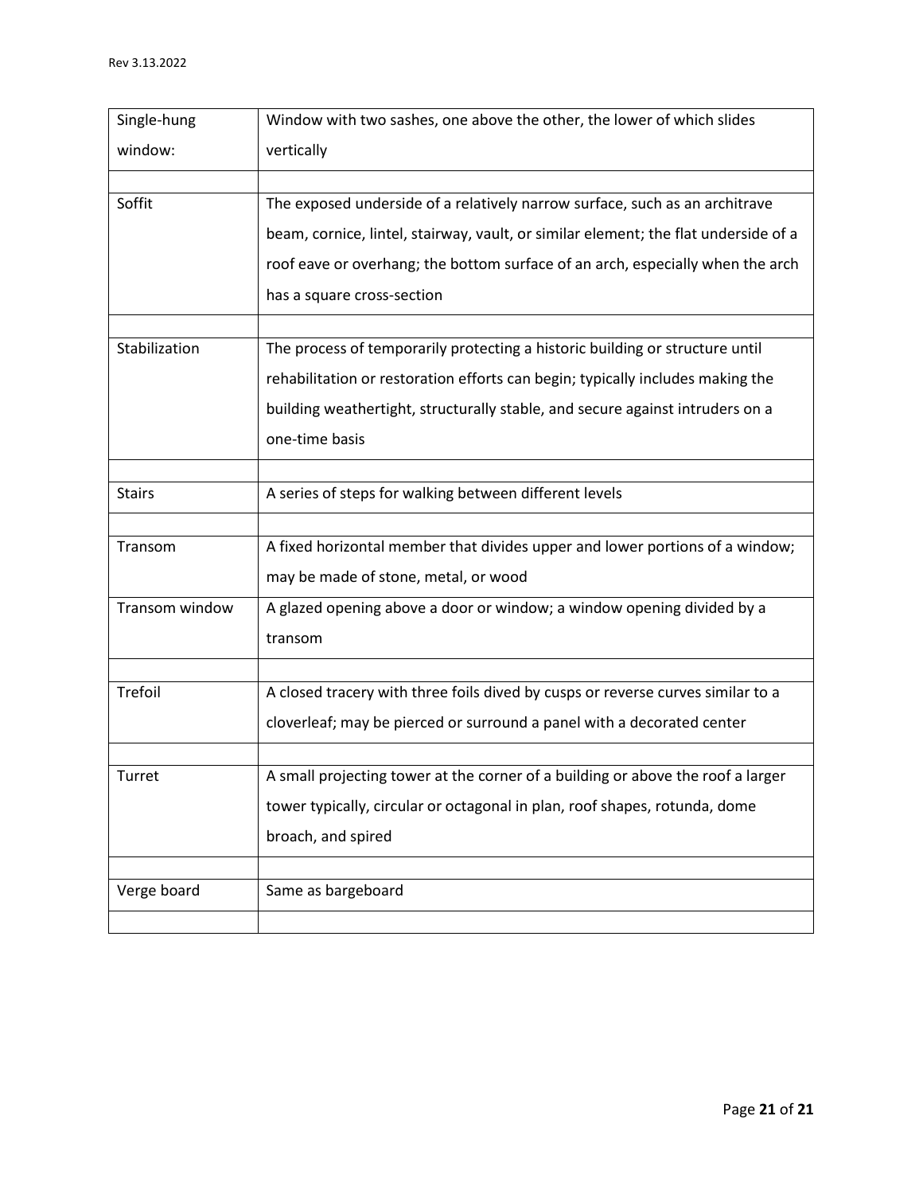| | |
|---|---|
| Single-hung window: | Window with two sashes, one above the other, the lower of which slides vertically |
| | |
| Soffit | The exposed underside of a relatively narrow surface, such as an architrave beam, cornice, lintel, stairway, vault, or similar element; the flat underside of a roof eave or overhang; the bottom surface of an arch, especially when the arch has a square cross-section |
| | |
| Stabilization | The process of temporarily protecting a historic building or structure until rehabilitation or restoration efforts can begin; typically includes making the building weathertight, structurally stable, and secure against intruders on a one-time basis |
| | |
| Stairs | A series of steps for walking between different levels |
| | |
| Transom | A fixed horizontal member that divides upper and lower portions of a window; may be made of stone, metal, or wood |
| Transom window | A glazed opening above a door or window; a window opening divided by a transom |
| | |
| Trefoil | A closed tracery with three foils dived by cusps or reverse curves similar to a cloverleaf; may be pierced or surround a panel with a decorated center |
| | |
| Turret | A small projecting tower at the corner of a building or above the roof a larger tower typically, circular or octagonal in plan, roof shapes, rotunda, dome broach, and spired |
| | |
| Verge board | Same as bargeboard |
| | |